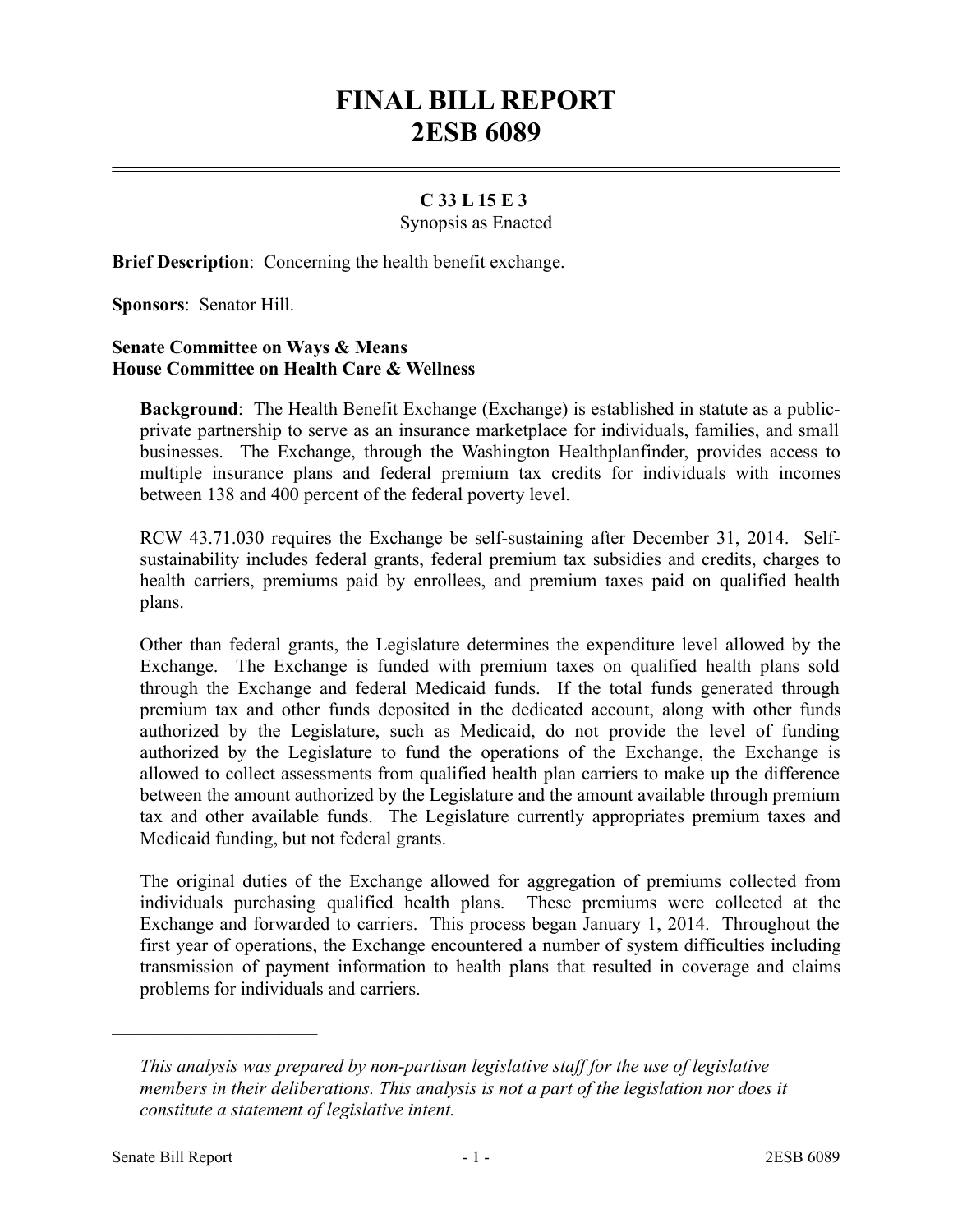# FINAL BILL REPORT
# 2ESB 6089

**C 33 L 15 E 3**

Synopsis as Enacted

**Brief Description**: Concerning the health benefit exchange.

**Sponsors**: Senator Hill.

**Senate Committee on Ways & Means**
**House Committee on Health Care & Wellness**

**Background**: The Health Benefit Exchange (Exchange) is established in statute as a public-private partnership to serve as an insurance marketplace for individuals, families, and small businesses. The Exchange, through the Washington Healthplanfinder, provides access to multiple insurance plans and federal premium tax credits for individuals with incomes between 138 and 400 percent of the federal poverty level.

RCW 43.71.030 requires the Exchange be self-sustaining after December 31, 2014. Self-sustainability includes federal grants, federal premium tax subsidies and credits, charges to health carriers, premiums paid by enrollees, and premium taxes paid on qualified health plans.

Other than federal grants, the Legislature determines the expenditure level allowed by the Exchange. The Exchange is funded with premium taxes on qualified health plans sold through the Exchange and federal Medicaid funds. If the total funds generated through premium tax and other funds deposited in the dedicated account, along with other funds authorized by the Legislature, such as Medicaid, do not provide the level of funding authorized by the Legislature to fund the operations of the Exchange, the Exchange is allowed to collect assessments from qualified health plan carriers to make up the difference between the amount authorized by the Legislature and the amount available through premium tax and other available funds. The Legislature currently appropriates premium taxes and Medicaid funding, but not federal grants.

The original duties of the Exchange allowed for aggregation of premiums collected from individuals purchasing qualified health plans. These premiums were collected at the Exchange and forwarded to carriers. This process began January 1, 2014. Throughout the first year of operations, the Exchange encountered a number of system difficulties including transmission of payment information to health plans that resulted in coverage and claims problems for individuals and carriers.

---

*This analysis was prepared by non-partisan legislative staff for the use of legislative members in their deliberations. This analysis is not a part of the legislation nor does it constitute a statement of legislative intent.*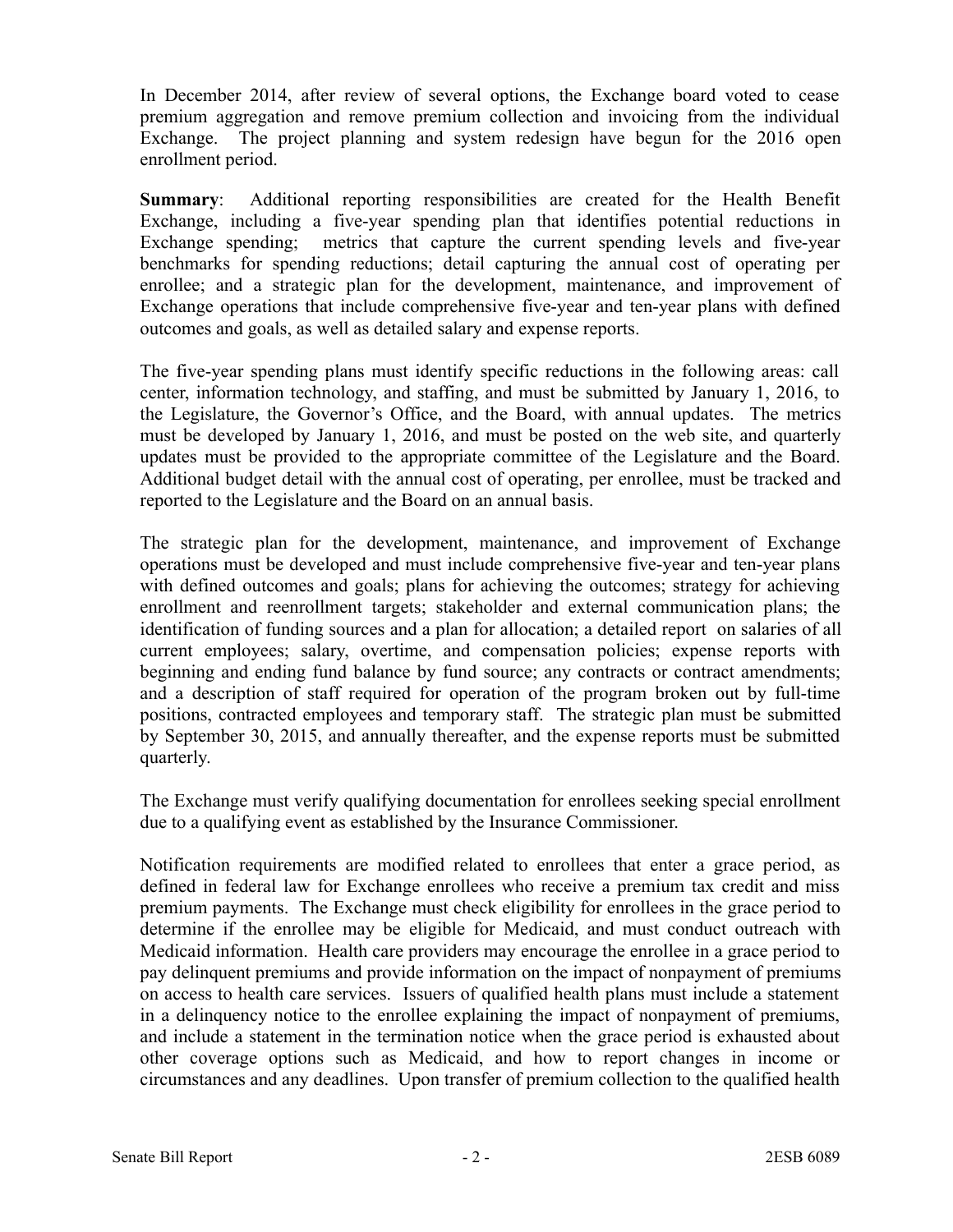In December 2014, after review of several options, the Exchange board voted to cease premium aggregation and remove premium collection and invoicing from the individual Exchange. The project planning and system redesign have begun for the 2016 open enrollment period.

**Summary**: Additional reporting responsibilities are created for the Health Benefit Exchange, including a five-year spending plan that identifies potential reductions in Exchange spending; metrics that capture the current spending levels and five-year benchmarks for spending reductions; detail capturing the annual cost of operating per enrollee; and a strategic plan for the development, maintenance, and improvement of Exchange operations that include comprehensive five-year and ten-year plans with defined outcomes and goals, as well as detailed salary and expense reports.

The five-year spending plans must identify specific reductions in the following areas: call center, information technology, and staffing, and must be submitted by January 1, 2016, to the Legislature, the Governor's Office, and the Board, with annual updates. The metrics must be developed by January 1, 2016, and must be posted on the web site, and quarterly updates must be provided to the appropriate committee of the Legislature and the Board. Additional budget detail with the annual cost of operating, per enrollee, must be tracked and reported to the Legislature and the Board on an annual basis.

The strategic plan for the development, maintenance, and improvement of Exchange operations must be developed and must include comprehensive five-year and ten-year plans with defined outcomes and goals; plans for achieving the outcomes; strategy for achieving enrollment and reenrollment targets; stakeholder and external communication plans; the identification of funding sources and a plan for allocation; a detailed report on salaries of all current employees; salary, overtime, and compensation policies; expense reports with beginning and ending fund balance by fund source; any contracts or contract amendments; and a description of staff required for operation of the program broken out by full-time positions, contracted employees and temporary staff. The strategic plan must be submitted by September 30, 2015, and annually thereafter, and the expense reports must be submitted quarterly.

The Exchange must verify qualifying documentation for enrollees seeking special enrollment due to a qualifying event as established by the Insurance Commissioner.

Notification requirements are modified related to enrollees that enter a grace period, as defined in federal law for Exchange enrollees who receive a premium tax credit and miss premium payments. The Exchange must check eligibility for enrollees in the grace period to determine if the enrollee may be eligible for Medicaid, and must conduct outreach with Medicaid information. Health care providers may encourage the enrollee in a grace period to pay delinquent premiums and provide information on the impact of nonpayment of premiums on access to health care services. Issuers of qualified health plans must include a statement in a delinquency notice to the enrollee explaining the impact of nonpayment of premiums, and include a statement in the termination notice when the grace period is exhausted about other coverage options such as Medicaid, and how to report changes in income or circumstances and any deadlines. Upon transfer of premium collection to the qualified health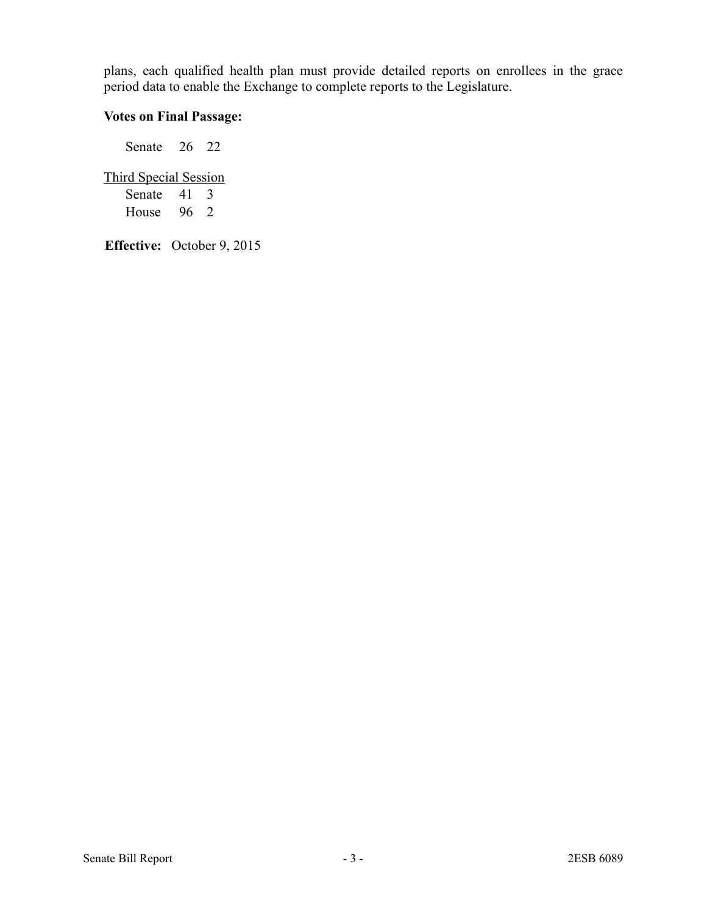plans, each qualified health plan must provide detailed reports on enrollees in the grace period data to enable the Exchange to complete reports to the Legislature.

**Votes on Final Passage:**

Senate 26 22

Third Special Session

Senate 41 3

House 96 2

**Effective:** October 9, 2015